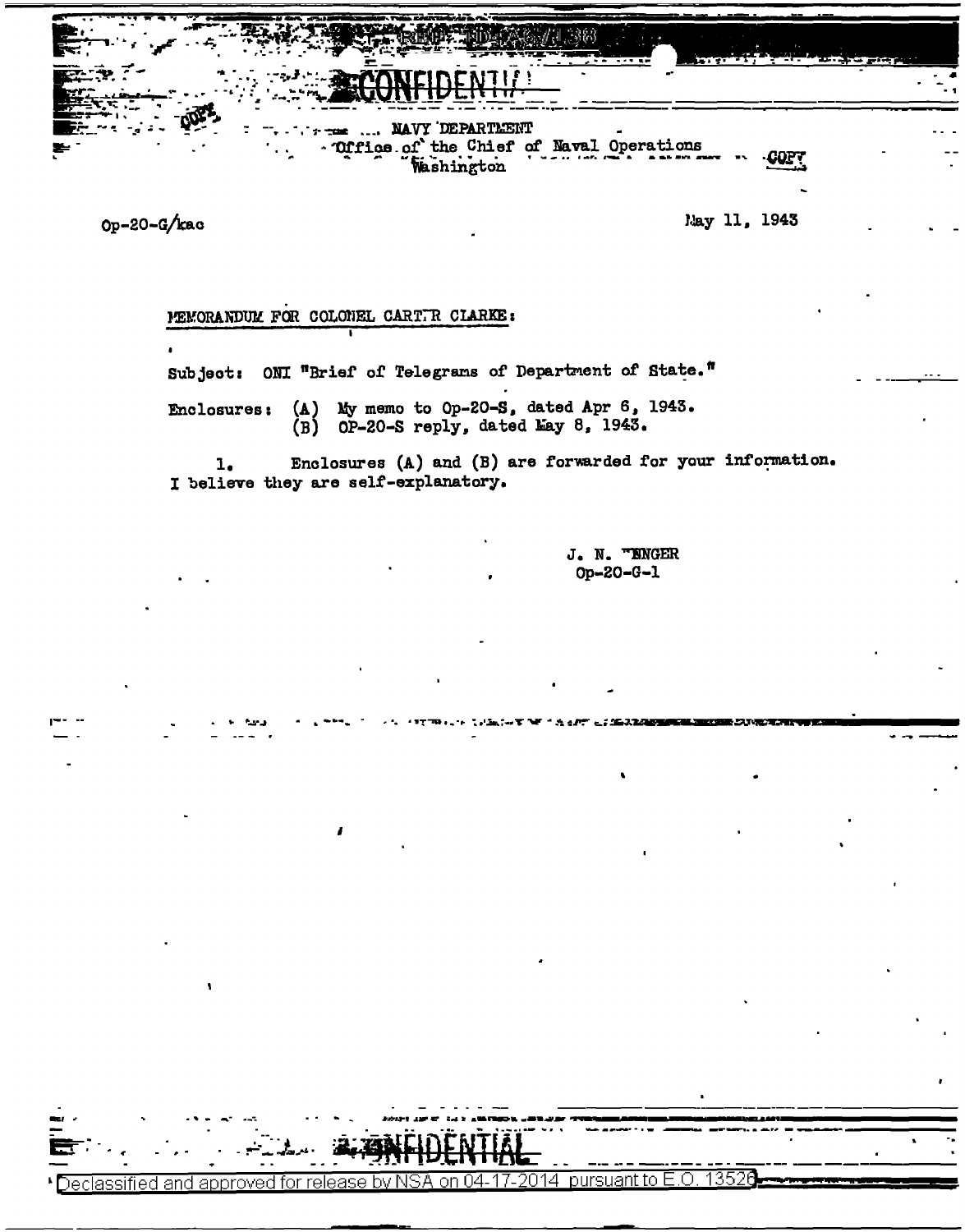CONFIDENTIAL

COPY

NAVY DEPARTMENT
Office of the Chief of Naval Operations
Washington

COPY

Op-20-G/kac

May 11, 1943

MEMORANDUM FOR COLONEL CARTER CLARKE:

Subject: ONI "Brief of Telegrams of Department of State."

Enclosures: (A) My memo to Op-20-S, dated Apr 6, 1943.
(B) OP-20-S reply, dated May 8, 1943.

1. Enclosures (A) and (B) are forwarded for your information. I believe they are self-explanatory.

J. N. WENGER
Op-20-G-1

CONFIDENTIAL

Declassified and approved for release by NSA on 04-17-2014 pursuant to E.O. 13526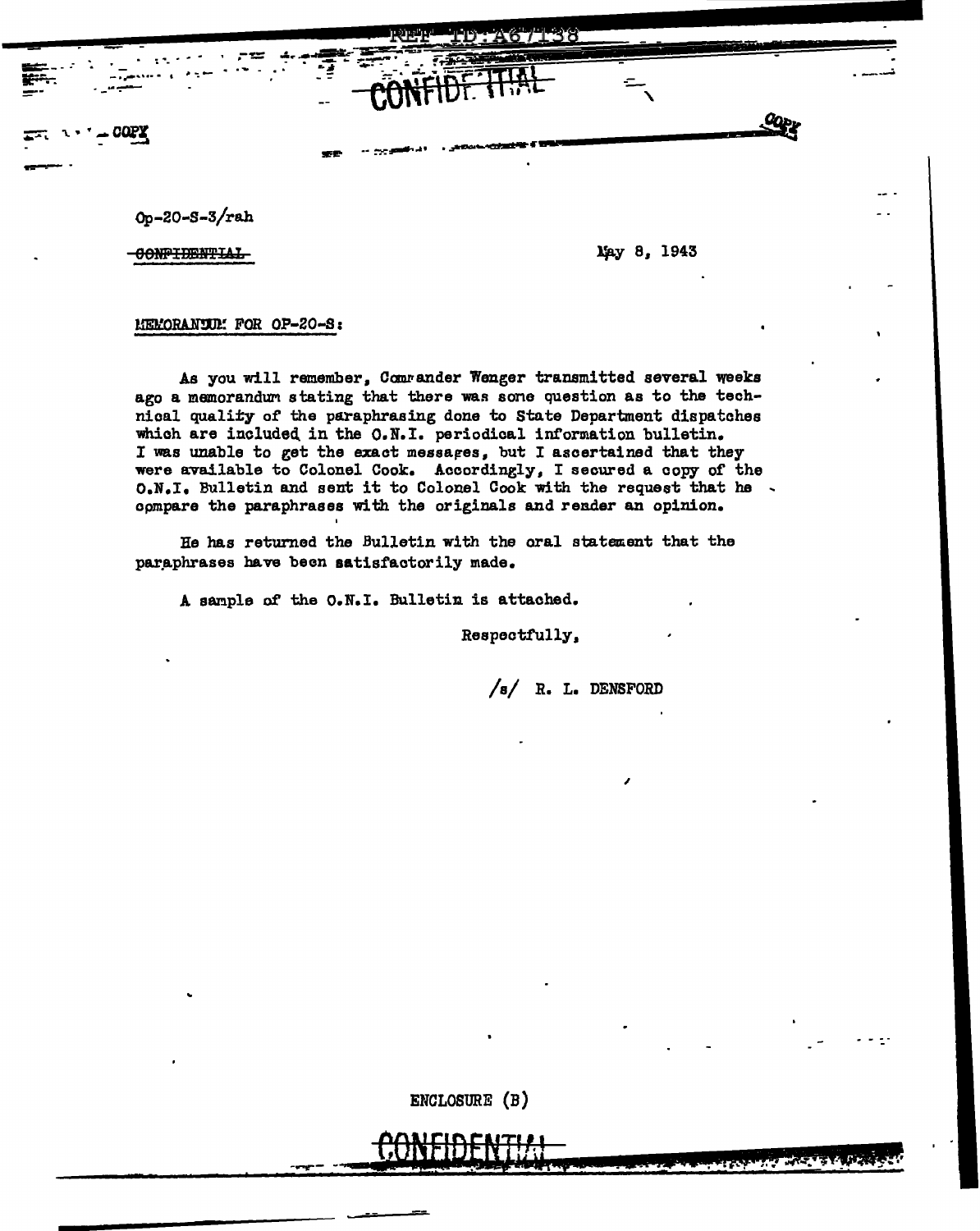CONFIDENTIAL

COPY

Op-20-S-3/rah

~~CONFIDENTIAL~~

May 8, 1943

MEMORANDUM FOR OP-20-S:

As you will remember, Commander Wenger transmitted several weeks ago a memorandum stating that there was some question as to the technical quality of the paraphrasing done to State Department dispatches which are included in the O.N.I. periodical information bulletin. I was unable to get the exact messages, but I ascertained that they were available to Colonel Cook. Accordingly, I secured a copy of the O.N.I. Bulletin and sent it to Colonel Cook with the request that he compare the paraphrases with the originals and render an opinion.

He has returned the Bulletin with the oral statement that the paraphrases have been satisfactorily made.

A sample of the O.N.I. Bulletin is attached.

Respectfully,

/s/ R. L. DENSFORD

ENCLOSURE (B)

CONFIDENTIAL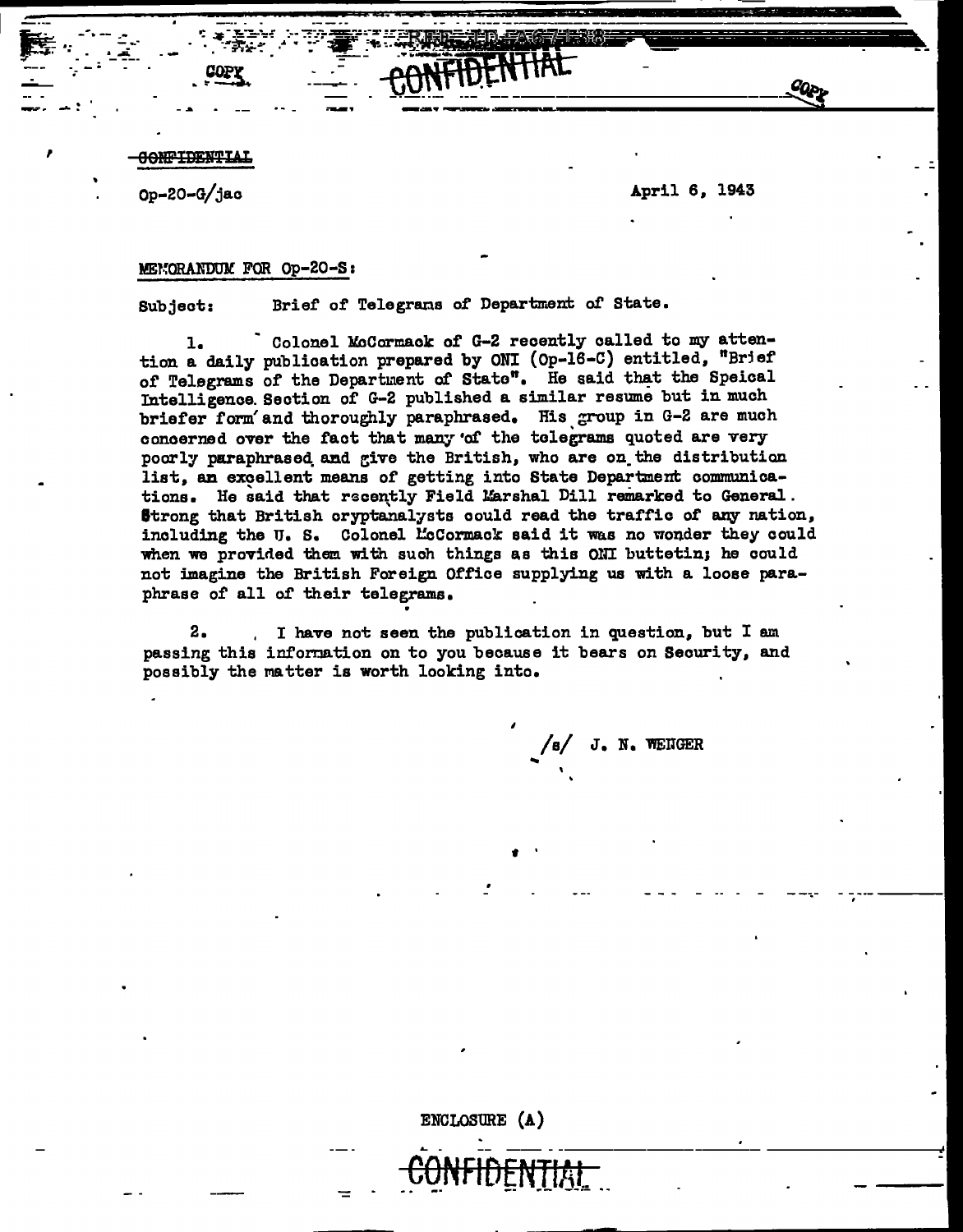COPY

CONFIDENTIAL

COPY

~~CONFIDENTIAL~~

Op-20-G/jac

April 6, 1943

MEMORANDUM FOR Op-20-S:

Subject: Brief of Telegrams of Department of State.

1. Colonel McCormack of G-2 recently called to my attention a daily publication prepared by ONI (Op-16-C) entitled, "Brief of Telegrams of the Department of State". He said that the Speical Intelligence Section of G-2 published a similar resume but in much briefer form and thoroughly paraphrased. His group in G-2 are much concerned over the fact that many of the telegrams quoted are very poorly paraphrased and give the British, who are on the distribution list, an excellent means of getting into State Department communications. He said that recently Field Marshal Dill remarked to General Strong that British cryptanalysts could read the traffic of any nation, including the U. S. Colonel McCormack said it was no wonder they could when we provided them with such things as this ONI buttetin; he could not imagine the British Foreign Office supplying us with a loose paraphrase of all of their telegrams.

2. I have not seen the publication in question, but I am passing this information on to you because it bears on Security, and possibly the matter is worth looking into.

/s/ J. N. WENGER

ENCLOSURE (A)

CONFIDENTIAL